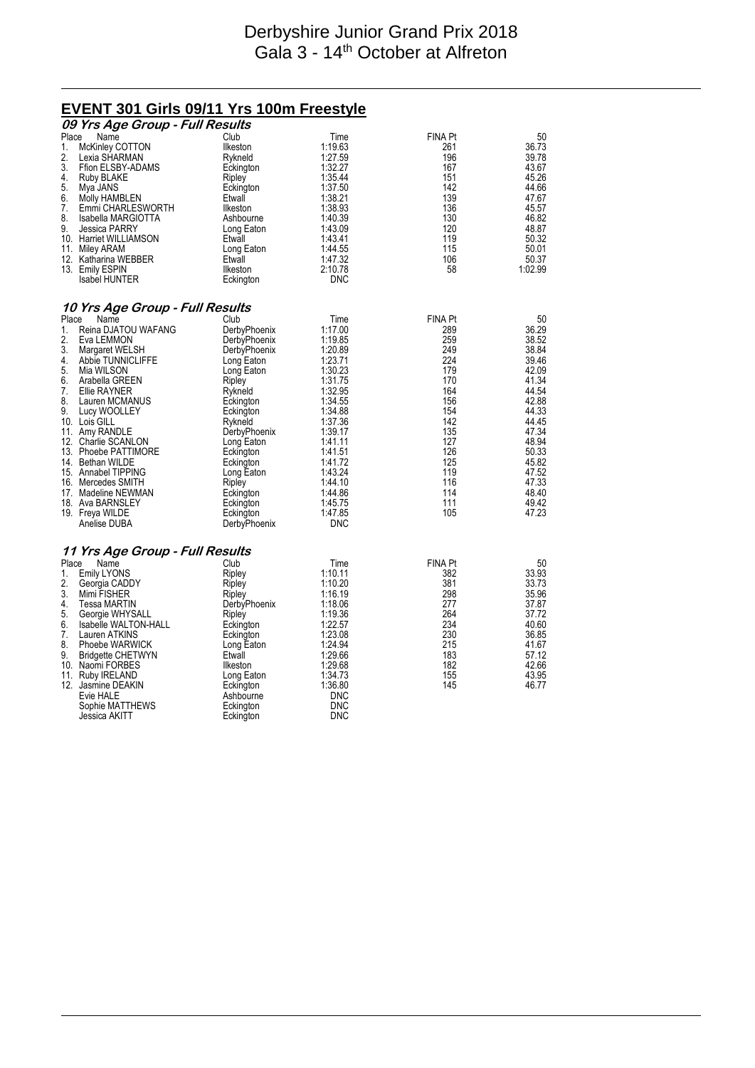# Derbyshire Junior Grand Prix 2018
## Gala 3 - 14th October at Alfreton

## EVENT 301 Girls 09/11 Yrs 100m Freestyle

### *09 Yrs Age Group - Full Results*

| Place | Name | Club | Time | FINA Pt | 50 |
|---|---|---|---|---|---|
| 1. | McKinley COTTON | Ilkeston | 1:19.63 | 261 | 36.73 |
| 2. | Lexia SHARMAN | Rykneld | 1:27.59 | 196 | 39.78 |
| 3. | Ffion ELSBY-ADAMS | Eckington | 1:32.27 | 167 | 43.67 |
| 4. | Ruby BLAKE | Ripley | 1:35.44 | 151 | 45.26 |
| 5. | Mya JANS | Eckington | 1:37.50 | 142 | 44.66 |
| 6. | Molly HAMBLEN | Etwall | 1:38.21 | 139 | 47.67 |
| 7. | Emmi CHARLESWORTH | Ilkeston | 1:38.93 | 136 | 45.57 |
| 8. | Isabella MARGIOTTA | Ashbourne | 1:40.39 | 130 | 46.82 |
| 9. | Jessica PARRY | Long Eaton | 1:43.09 | 120 | 48.87 |
| 10. | Harriet WILLIAMSON | Etwall | 1:43.41 | 119 | 50.32 |
| 11. | Miley ARAM | Long Eaton | 1:44.55 | 115 | 50.01 |
| 12. | Katharina WEBBER | Etwall | 1:47.32 | 106 | 50.37 |
| 13. | Emily ESPIN | Ilkeston | 2:10.78 | 58 | 1:02.99 |
| | Isabel HUNTER | Eckington | DNC | | |

### *10 Yrs Age Group - Full Results*

| Place | Name | Club | Time | FINA Pt | 50 |
|---|---|---|---|---|---|
| 1. | Reina DJATOU WAFANG | DerbyPhoenix | 1:17.00 | 289 | 36.29 |
| 2. | Eva LEMMON | DerbyPhoenix | 1:19.85 | 259 | 38.52 |
| 3. | Margaret WELSH | DerbyPhoenix | 1:20.89 | 249 | 38.84 |
| 4. | Abbie TUNNICLIFFE | Long Eaton | 1:23.71 | 224 | 39.46 |
| 5. | Mia WILSON | Long Eaton | 1:30.23 | 179 | 42.09 |
| 6. | Arabella GREEN | Ripley | 1:31.75 | 170 | 41.34 |
| 7. | Ellie RAYNER | Rykneld | 1:32.95 | 164 | 44.54 |
| 8. | Lauren MCMANUS | Eckington | 1:34.55 | 156 | 42.88 |
| 9. | Lucy WOOLLEY | Eckington | 1:34.88 | 154 | 44.33 |
| 10. | Lois GILL | Rykneld | 1:37.36 | 142 | 44.45 |
| 11. | Amy RANDLE | DerbyPhoenix | 1:39.17 | 135 | 47.34 |
| 12. | Charlie SCANLON | Long Eaton | 1:41.11 | 127 | 48.94 |
| 13. | Phoebe PATTIMORE | Eckington | 1:41.51 | 126 | 50.33 |
| 14. | Bethan WILDE | Eckington | 1:41.72 | 125 | 45.82 |
| 15. | Annabel TIPPING | Long Eaton | 1:43.24 | 119 | 47.52 |
| 16. | Mercedes SMITH | Ripley | 1:44.10 | 116 | 47.33 |
| 17. | Madeline NEWMAN | Eckington | 1:44.86 | 114 | 48.40 |
| 18. | Ava BARNSLEY | Eckington | 1:45.75 | 111 | 49.42 |
| 19. | Freya WILDE | Eckington | 1:47.85 | 105 | 47.23 |
| | Anelise DUBA | DerbyPhoenix | DNC | | |

### *11 Yrs Age Group - Full Results*

| Place | Name | Club | Time | FINA Pt | 50 |
|---|---|---|---|---|---|
| 1. | Emily LYONS | Ripley | 1:10.11 | 382 | 33.93 |
| 2. | Georgia CADDY | Ripley | 1:10.20 | 381 | 33.73 |
| 3. | Mimi FISHER | Ripley | 1:16.19 | 298 | 35.96 |
| 4. | Tessa MARTIN | DerbyPhoenix | 1:18.06 | 277 | 37.87 |
| 5. | Georgie WHYSALL | Ripley | 1:19.36 | 264 | 37.72 |
| 6. | Isabelle WALTON-HALL | Eckington | 1:22.57 | 234 | 40.60 |
| 7. | Lauren ATKINS | Eckington | 1:23.08 | 230 | 36.85 |
| 8. | Phoebe WARWICK | Long Eaton | 1:24.94 | 215 | 41.67 |
| 9. | Bridgette CHETWYN | Etwall | 1:29.66 | 183 | 57.12 |
| 10. | Naomi FORBES | Ilkeston | 1:29.68 | 182 | 42.66 |
| 11. | Ruby IRELAND | Long Eaton | 1:34.73 | 155 | 43.95 |
| 12. | Jasmine DEAKIN | Eckington | 1:36.80 | 145 | 46.77 |
| | Evie HALE | Ashbourne | DNC | | |
| | Sophie MATTHEWS | Eckington | DNC | | |
| | Jessica AKITT | Eckington | DNC | | |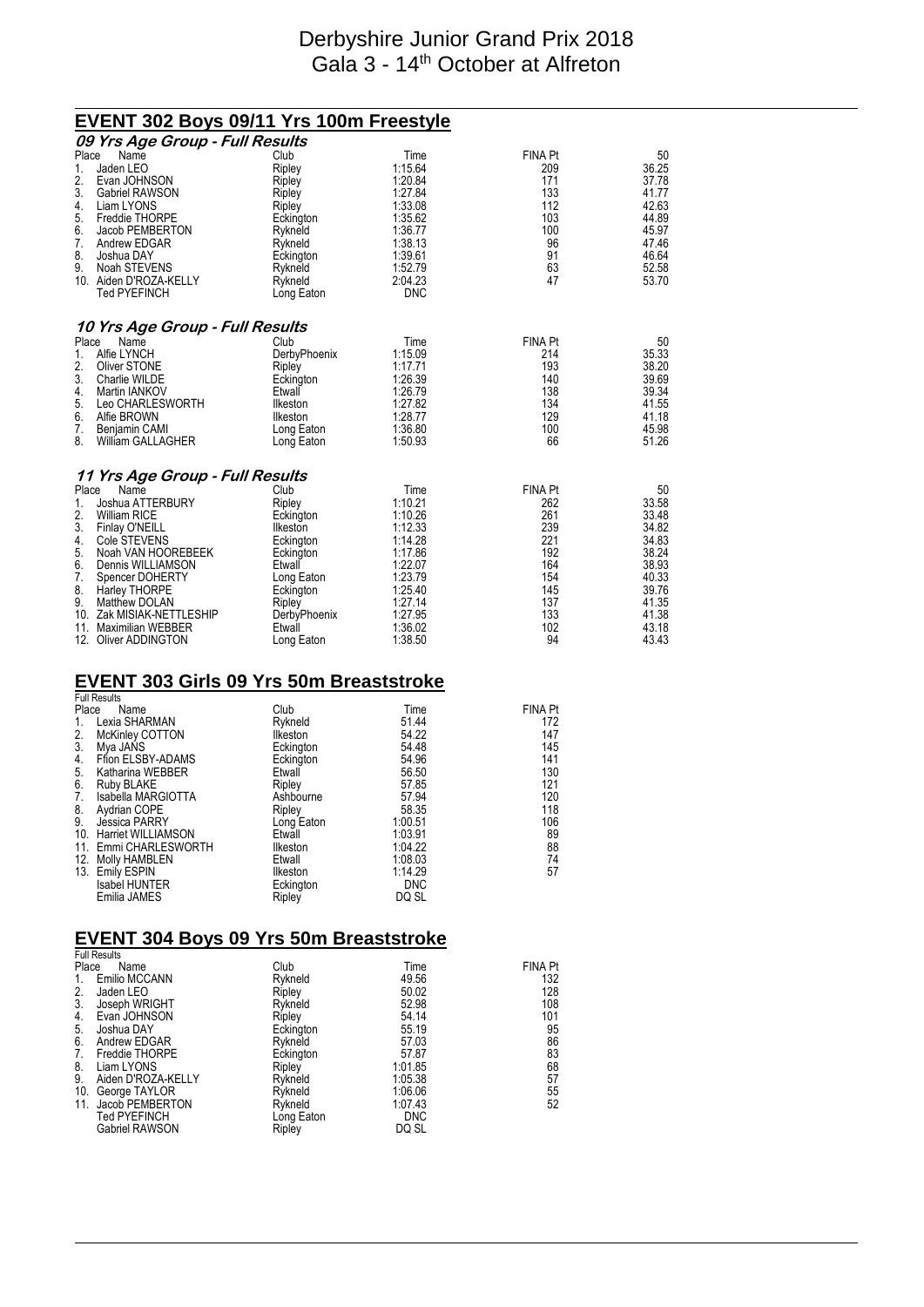# Derbyshire Junior Grand Prix 2018
Gala 3 - 14th October at Alfreton

## EVENT 302 Boys 09/11 Yrs 100m Freestyle

### *09 Yrs Age Group - Full Results*

| Place | Name | Club | Time | FINA Pt | 50 |
|---|---|---|---|---|---|
| 1. | Jaden LEO | Ripley | 1:15.64 | 209 | 36.25 |
| 2. | Evan JOHNSON | Ripley | 1:20.84 | 171 | 37.78 |
| 3. | Gabriel RAWSON | Ripley | 1:27.84 | 133 | 41.77 |
| 4. | Liam LYONS | Ripley | 1:33.08 | 112 | 42.63 |
| 5. | Freddie THORPE | Eckington | 1:35.62 | 103 | 44.89 |
| 6. | Jacob PEMBERTON | Rykneld | 1:36.77 | 100 | 45.97 |
| 7. | Andrew EDGAR | Rykneld | 1:38.13 | 96 | 47.46 |
| 8. | Joshua DAY | Eckington | 1:39.61 | 91 | 46.64 |
| 9. | Noah STEVENS | Rykneld | 1:52.79 | 63 | 52.58 |
| 10. | Aiden D'ROZA-KELLY | Rykneld | 2:04.23 | 47 | 53.70 |
| | Ted PYEFINCH | Long Eaton | DNC | | |

### *10 Yrs Age Group - Full Results*

| Place | Name | Club | Time | FINA Pt | 50 |
|---|---|---|---|---|---|
| 1. | Alfie LYNCH | DerbyPhoenix | 1:15.09 | 214 | 35.33 |
| 2. | Oliver STONE | Ripley | 1:17.71 | 193 | 38.20 |
| 3. | Charlie WILDE | Eckington | 1:26.39 | 140 | 39.69 |
| 4. | Martin IANKOV | Etwall | 1:26.79 | 138 | 39.34 |
| 5. | Leo CHARLESWORTH | Ilkeston | 1:27.82 | 134 | 41.55 |
| 6. | Alfie BROWN | Ilkeston | 1:28.77 | 129 | 41.18 |
| 7. | Benjamin CAMI | Long Eaton | 1:36.80 | 100 | 45.98 |
| 8. | William GALLAGHER | Long Eaton | 1:50.93 | 66 | 51.26 |

### *11 Yrs Age Group - Full Results*

| Place | Name | Club | Time | FINA Pt | 50 |
|---|---|---|---|---|---|
| 1. | Joshua ATTERBURY | Ripley | 1:10.21 | 262 | 33.58 |
| 2. | William RICE | Eckington | 1:10.26 | 261 | 33.48 |
| 3. | Finlay O'NEILL | Ilkeston | 1:12.33 | 239 | 34.82 |
| 4. | Cole STEVENS | Eckington | 1:14.28 | 221 | 34.83 |
| 5. | Noah VAN HOOREBEEK | Eckington | 1:17.86 | 192 | 38.24 |
| 6. | Dennis WILLIAMSON | Etwall | 1:22.07 | 164 | 38.93 |
| 7. | Spencer DOHERTY | Long Eaton | 1:23.79 | 154 | 40.33 |
| 8. | Harley THORPE | Eckington | 1:25.40 | 145 | 39.76 |
| 9. | Matthew DOLAN | Ripley | 1:27.14 | 137 | 41.35 |
| 10. | Zak MISIAK-NETTLESHIP | DerbyPhoenix | 1:27.95 | 133 | 41.38 |
| 11. | Maximilian WEBBER | Etwall | 1:36.02 | 102 | 43.18 |
| 12. | Oliver ADDINGTON | Long Eaton | 1:38.50 | 94 | 43.43 |

## EVENT 303 Girls 09 Yrs 50m Breaststroke

Full Results

| Place | Name | Club | Time | FINA Pt |
|---|---|---|---|---|
| 1. | Lexia SHARMAN | Rykneld | 51.44 | 172 |
| 2. | McKinley COTTON | Ilkeston | 54.22 | 147 |
| 3. | Mya JANS | Eckington | 54.48 | 145 |
| 4. | Ffion ELSBY-ADAMS | Eckington | 54.96 | 141 |
| 5. | Katharina WEBBER | Etwall | 56.50 | 130 |
| 6. | Ruby BLAKE | Ripley | 57.85 | 121 |
| 7. | Isabella MARGIOTTA | Ashbourne | 57.94 | 120 |
| 8. | Aydrian COPE | Ripley | 58.35 | 118 |
| 9. | Jessica PARRY | Long Eaton | 1:00.51 | 106 |
| 10. | Harriet WILLIAMSON | Etwall | 1:03.91 | 89 |
| 11. | Emmi CHARLESWORTH | Ilkeston | 1:04.22 | 88 |
| 12. | Molly HAMBLEN | Etwall | 1:08.03 | 74 |
| 13. | Emily ESPIN | Ilkeston | 1:14.29 | 57 |
| | Isabel HUNTER | Eckington | DNC | |
| | Emilia JAMES | Ripley | DQ SL | |

## EVENT 304 Boys 09 Yrs 50m Breaststroke

Full Results

| Place | Name | Club | Time | FINA Pt |
|---|---|---|---|---|
| 1. | Emilio MCCANN | Rykneld | 49.56 | 132 |
| 2. | Jaden LEO | Ripley | 50.02 | 128 |
| 3. | Joseph WRIGHT | Rykneld | 52.98 | 108 |
| 4. | Evan JOHNSON | Ripley | 54.14 | 101 |
| 5. | Joshua DAY | Eckington | 55.19 | 95 |
| 6. | Andrew EDGAR | Rykneld | 57.03 | 86 |
| 7. | Freddie THORPE | Eckington | 57.87 | 83 |
| 8. | Liam LYONS | Ripley | 1:01.85 | 68 |
| 9. | Aiden D'ROZA-KELLY | Rykneld | 1:05.38 | 57 |
| 10. | George TAYLOR | Rykneld | 1:06.06 | 55 |
| 11. | Jacob PEMBERTON | Rykneld | 1:07.43 | 52 |
| | Ted PYEFINCH | Long Eaton | DNC | |
| | Gabriel RAWSON | Ripley | DQ SL | |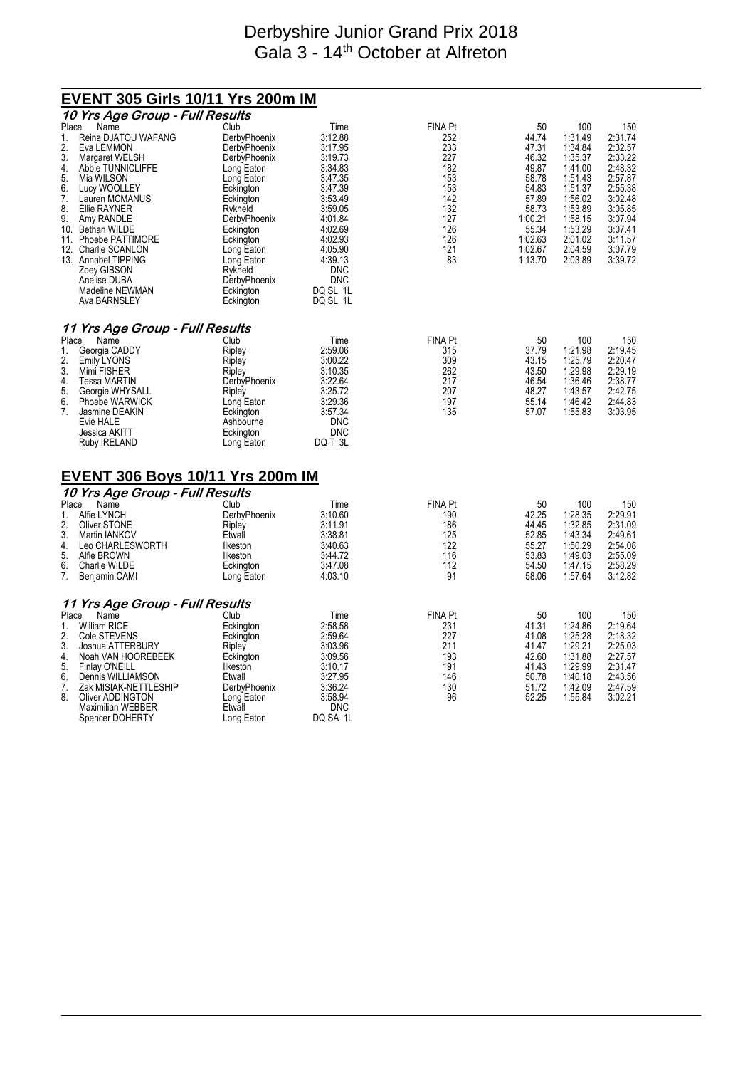# Derbyshire Junior Grand Prix 2018
# Gala 3 - 14th October at Alfreton

## EVENT 305 Girls 10/11 Yrs 200m IM

### *10 Yrs Age Group - Full Results*

| Place | Name | Club | Time | FINA Pt | 50 | 100 | 150 |
|---|---|---|---|---|---|---|---|
| 1. | Reina DJATOU WAFANG | DerbyPhoenix | 3:12.88 | 252 | 44.74 | 1:31.49 | 2:31.74 |
| 2. | Eva LEMMON | DerbyPhoenix | 3:17.95 | 233 | 47.31 | 1:34.84 | 2:32.57 |
| 3. | Margaret WELSH | DerbyPhoenix | 3:19.73 | 227 | 46.32 | 1:35.37 | 2:33.22 |
| 4. | Abbie TUNNICLIFFE | Long Eaton | 3:34.83 | 182 | 49.87 | 1:41.00 | 2:48.32 |
| 5. | Mia WILSON | Long Eaton | 3:47.35 | 153 | 58.78 | 1:51.43 | 2:57.87 |
| 6. | Lucy WOOLLEY | Eckington | 3:47.39 | 153 | 54.83 | 1:51.37 | 2:55.38 |
| 7. | Lauren MCMANUS | Eckington | 3:53.49 | 142 | 57.89 | 1:56.02 | 3:02.48 |
| 8. | Ellie RAYNER | Rykneld | 3:59.05 | 132 | 58.73 | 1:53.89 | 3:05.85 |
| 9. | Amy RANDLE | DerbyPhoenix | 4:01.84 | 127 | 1:00.21 | 1:58.15 | 3:07.94 |
| 10. | Bethan WILDE | Eckington | 4:02.69 | 126 | 55.34 | 1:53.29 | 3:07.41 |
| 11. | Phoebe PATTIMORE | Eckington | 4:02.93 | 126 | 1:02.63 | 2:01.02 | 3:11.57 |
| 12. | Charlie SCANLON | Long Eaton | 4:05.90 | 121 | 1:02.67 | 2:04.59 | 3:07.79 |
| 13. | Annabel TIPPING | Long Eaton | 4:39.13 | 83 | 1:13.70 | 2:03.89 | 3:39.72 |
| | Zoey GIBSON | Rykneld | DNC | | | | |
| | Anelise DUBA | DerbyPhoenix | DNC | | | | |
| | Madeline NEWMAN | Eckington | DQ SL 1L | | | | |
| | Ava BARNSLEY | Eckington | DQ SL 1L | | | | |

### *11 Yrs Age Group - Full Results*

| Place | Name | Club | Time | FINA Pt | 50 | 100 | 150 |
|---|---|---|---|---|---|---|---|
| 1. | Georgia CADDY | Ripley | 2:59.06 | 315 | 37.79 | 1:21.98 | 2:19.45 |
| 2. | Emily LYONS | Ripley | 3:00.22 | 309 | 43.15 | 1:25.79 | 2:20.47 |
| 3. | Mimi FISHER | Ripley | 3:10.35 | 262 | 43.50 | 1:29.98 | 2:29.19 |
| 4. | Tessa MARTIN | DerbyPhoenix | 3:22.64 | 217 | 46.54 | 1:36.46 | 2:38.77 |
| 5. | Georgie WHYSALL | Ripley | 3:25.72 | 207 | 48.27 | 1:43.57 | 2:42.75 |
| 6. | Phoebe WARWICK | Long Eaton | 3:29.36 | 197 | 55.14 | 1:46.42 | 2:44.83 |
| 7. | Jasmine DEAKIN | Eckington | 3:57.34 | 135 | 57.07 | 1:55.83 | 3:03.95 |
| | Evie HALE | Ashbourne | DNC | | | | |
| | Jessica AKITT | Eckington | DNC | | | | |
| | Ruby IRELAND | Long Eaton | DQ T 3L | | | | |

## EVENT 306 Boys 10/11 Yrs 200m IM

### *10 Yrs Age Group - Full Results*

| Place | Name | Club | Time | FINA Pt | 50 | 100 | 150 |
|---|---|---|---|---|---|---|---|
| 1. | Alfie LYNCH | DerbyPhoenix | 3:10.60 | 190 | 42.25 | 1:28.35 | 2:29.91 |
| 2. | Oliver STONE | Ripley | 3:11.91 | 186 | 44.45 | 1:32.85 | 2:31.09 |
| 3. | Martin IANKOV | Etwall | 3:38.81 | 125 | 52.85 | 1:43.34 | 2:49.61 |
| 4. | Leo CHARLESWORTH | Ilkeston | 3:40.63 | 122 | 55.27 | 1:50.29 | 2:54.08 |
| 5. | Alfie BROWN | Ilkeston | 3:44.72 | 116 | 53.83 | 1:49.03 | 2:55.09 |
| 6. | Charlie WILDE | Eckington | 3:47.08 | 112 | 54.50 | 1:47.15 | 2:58.29 |
| 7. | Benjamin CAMI | Long Eaton | 4:03.10 | 91 | 58.06 | 1:57.64 | 3:12.82 |

### *11 Yrs Age Group - Full Results*

| Place | Name | Club | Time | FINA Pt | 50 | 100 | 150 |
|---|---|---|---|---|---|---|---|
| 1. | William RICE | Eckington | 2:58.58 | 231 | 41.31 | 1:24.86 | 2:19.64 |
| 2. | Cole STEVENS | Eckington | 2:59.64 | 227 | 41.08 | 1:25.28 | 2:18.32 |
| 3. | Joshua ATTERBURY | Ripley | 3:03.96 | 211 | 41.47 | 1:29.21 | 2:25.03 |
| 4. | Noah VAN HOOREBEEK | Eckington | 3:09.56 | 193 | 42.60 | 1:31.88 | 2:27.57 |
| 5. | Finlay O'NEILL | Ilkeston | 3:10.17 | 191 | 41.43 | 1:29.99 | 2:31.47 |
| 6. | Dennis WILLIAMSON | Etwall | 3:27.95 | 146 | 50.78 | 1:40.18 | 2:43.56 |
| 7. | Zak MISIAK-NETTLESHIP | DerbyPhoenix | 3:36.24 | 130 | 51.72 | 1:42.09 | 2:47.59 |
| 8. | Oliver ADDINGTON | Long Eaton | 3:58.94 | 96 | 52.25 | 1:55.84 | 3:02.21 |
| | Maximilian WEBBER | Etwall | DNC | | | | |
| | Spencer DOHERTY | Long Eaton | DQ SA 1L | | | | |